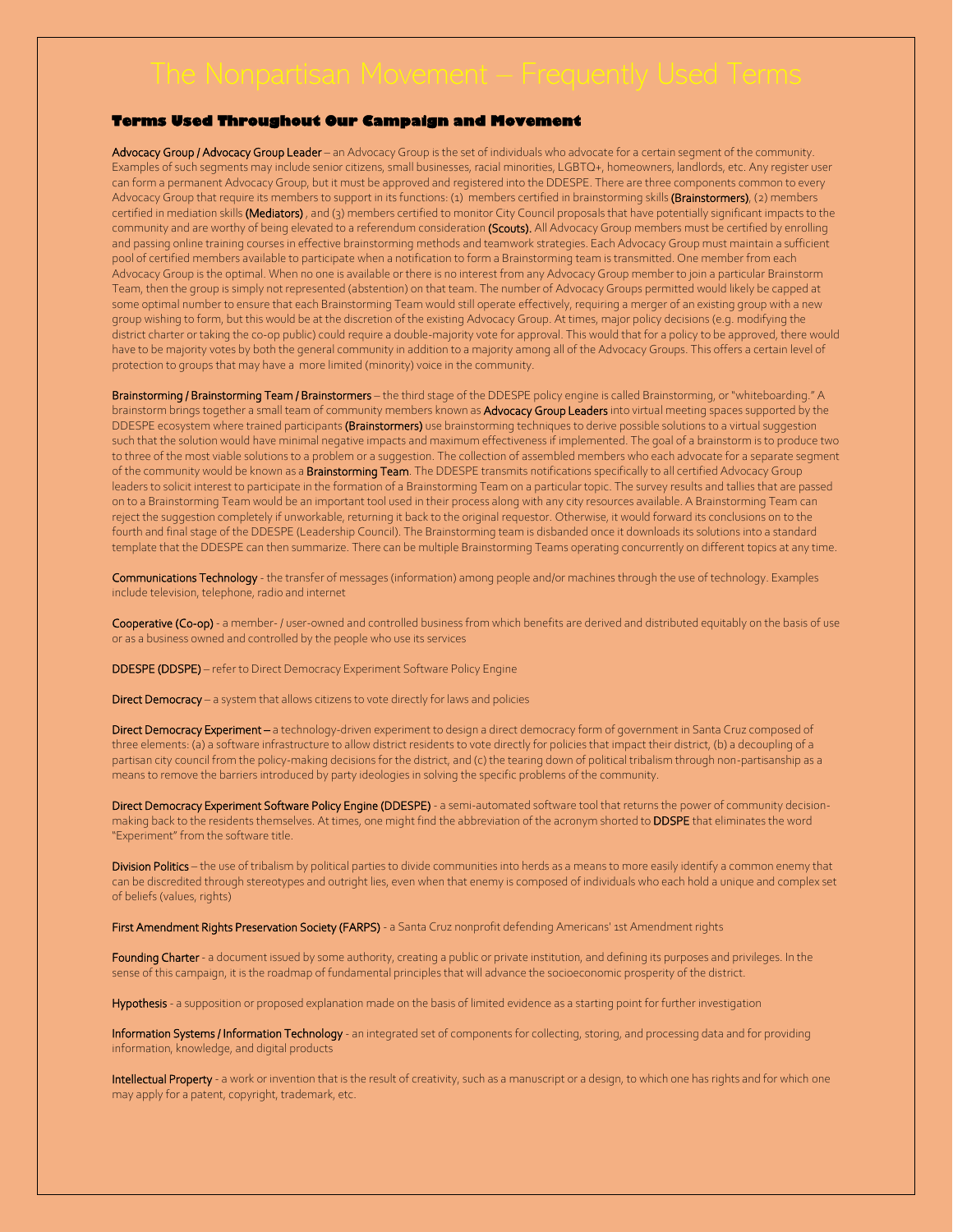# The Nonpartisan Movement – Frequently Used Terms

## Terms Used Throughout Our Campaign and Movement

**Advocacy Group / Advocacy Group Leader** – an Advocacy Group is the set of individuals who advocate for a certain segment of the community. Examples of such segments may include senior citizens, small businesses, racial minorities, LGBTQ+, homeowners, landlords, etc. Any register user can form a permanent Advocacy Group, but it must be approved and registered into the DDESPE. There are three components common to every Advocacy Group that require its members to support in its functions: (1) members certified in brainstorming skills **(Brainstormers)**, (2) members certified in mediation skills **(Mediators)** , and (3) members certified to monitor City Council proposals that have potentially significant impacts to the community and are worthy of being elevated to a referendum consideration **(Scouts).** All Advocacy Group members must be certified by enrolling and passing online training courses in effective brainstorming methods and teamwork strategies. Each Advocacy Group must maintain a sufficient pool of certified members available to participate when a notification to form a Brainstorming team is transmitted. One member from each Advocacy Group is the optimal. When no one is available or there is no interest from any Advocacy Group member to join a particular Brainstorm Team, then the group is simply not represented (abstention) on that team. The number of Advocacy Groups permitted would likely be capped at some optimal number to ensure that each Brainstorming Team would still operate effectively, requiring a merger of an existing group with a new group wishing to form, but this would be at the discretion of the existing Advocacy Group. At times, major policy decisions (e.g. modifying the district charter or taking the co-op public) could require a double-majority vote for approval. This would that for a policy to be approved, there would have to be majority votes by both the general community in addition to a majority among all of the Advocacy Groups. This offers a certain level of protection to groups that may have a more limited (minority) voice in the community.

**Brainstorming / Brainstorming Team / Brainstormers** – the third stage of the DDESPE policy engine is called Brainstorming, or "whiteboarding." A brainstorm brings together a small team of community members known as **Advocacy Group Leaders** into virtual meeting spaces supported by the DDESPE ecosystem where trained participants **(Brainstormers)** use brainstorming techniques to derive possible solutions to a virtual suggestion such that the solution would have minimal negative impacts and maximum effectiveness if implemented. The goal of a brainstorm is to produce two to three of the most viable solutions to a problem or a suggestion. The collection of assembled members who each advocate for a separate segment of the community would be known as a **Brainstorming Team**. The DDESPE transmits notifications specifically to all certified Advocacy Group leaders to solicit interest to participate in the formation of a Brainstorming Team on a particular topic. The survey results and tallies that are passed on to a Brainstorming Team would be an important tool used in their process along with any city resources available. A Brainstorming Team can reject the suggestion completely if unworkable, returning it back to the original requestor. Otherwise, it would forward its conclusions on to the fourth and final stage of the DDESPE (Leadership Council). The Brainstorming team is disbanded once it downloads its solutions into a standard template that the DDESPE can then summarize. There can be multiple Brainstorming Teams operating concurrently on different topics at any time.

**Communications Technology** - the transfer of messages (information) among people and/or machines through the use of technology. Examples include television, telephone, radio and internet

**Cooperative (Co-op)** - a member- / user-owned and controlled business from which benefits are derived and distributed equitably on the basis of use or as a business owned and controlled by the people who use its services

**DDESPE (DDSPE)** – refer to Direct Democracy Experiment Software Policy Engine

**Direct Democracy** – a system that allows citizens to vote directly for laws and policies

**Direct Democracy Experiment** – a technology-driven experiment to design a direct democracy form of government in Santa Cruz composed of three elements: (a) a software infrastructure to allow district residents to vote directly for policies that impact their district, (b) a decoupling of a partisan city council from the policy-making decisions for the district, and (c) the tearing down of political tribalism through non-partisanship as a means to remove the barriers introduced by party ideologies in solving the specific problems of the community.

**Direct Democracy Experiment Software Policy Engine (DDESPE)** - a semi-automated software tool that returns the power of community decision-making back to the residents themselves. At times, one might find the abbreviation of the acronym shorted to **DDSPE** that eliminates the word "Experiment" from the software title.

**Division Politics** – the use of tribalism by political parties to divide communities into herds as a means to more easily identify a common enemy that can be discredited through stereotypes and outright lies, even when that enemy is composed of individuals who each hold a unique and complex set of beliefs (values, rights)

**First Amendment Rights Preservation Society (FARPS)** - a Santa Cruz nonprofit defending Americans' 1st Amendment rights

**Founding Charter** - a document issued by some authority, creating a public or private institution, and defining its purposes and privileges. In the sense of this campaign, it is the roadmap of fundamental principles that will advance the socioeconomic prosperity of the district.

**Hypothesis** - a supposition or proposed explanation made on the basis of limited evidence as a starting point for further investigation

**Information Systems / Information Technology** - an integrated set of components for collecting, storing, and processing data and for providing information, knowledge, and digital products

**Intellectual Property** - a work or invention that is the result of creativity, such as a manuscript or a design, to which one has rights and for which one may apply for a patent, copyright, trademark, etc.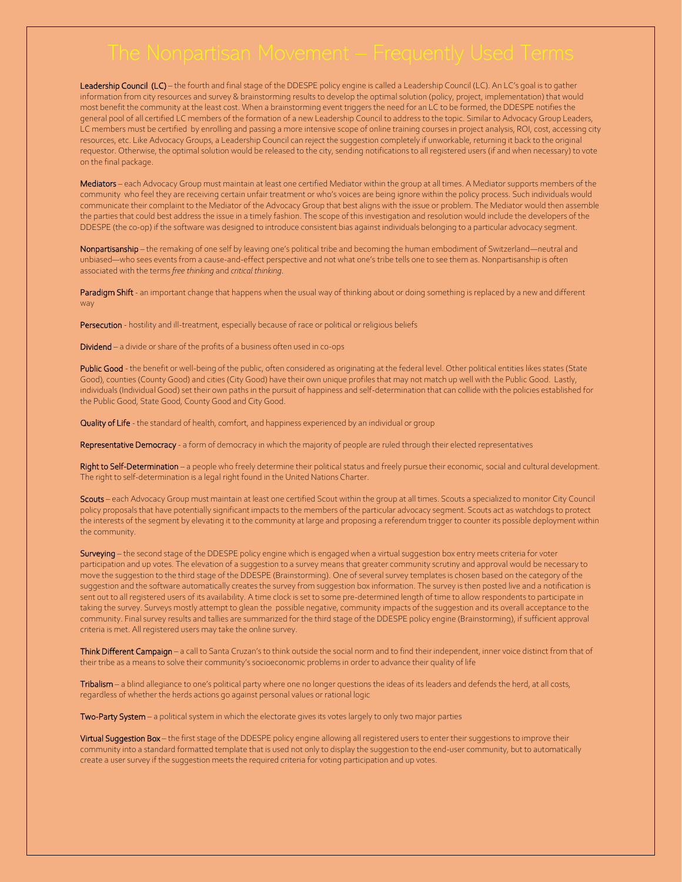# The Nonpartisan Movement – Frequently Used Terms

**Leadership Council (LC)** – the fourth and final stage of the DDESPE policy engine is called a Leadership Council (LC). An LC's goal is to gather information from city resources and survey & brainstorming results to develop the optimal solution (policy, project, implementation) that would most benefit the community at the least cost. When a brainstorming event triggers the need for an LC to be formed, the DDESPE notifies the general pool of all certified LC members of the formation of a new Leadership Council to address to the topic. Similar to Advocacy Group Leaders, LC members must be certified by enrolling and passing a more intensive scope of online training courses in project analysis, ROI, cost, accessing city resources, etc. Like Advocacy Groups, a Leadership Council can reject the suggestion completely if unworkable, returning it back to the original requestor. Otherwise, the optimal solution would be released to the city, sending notifications to all registered users (if and when necessary) to vote on the final package.

**Mediators** – each Advocacy Group must maintain at least one certified Mediator within the group at all times. A Mediator supports members of the community who feel they are receiving certain unfair treatment or who's voices are being ignore within the policy process. Such individuals would communicate their complaint to the Mediator of the Advocacy Group that best aligns with the issue or problem. The Mediator would then assemble the parties that could best address the issue in a timely fashion. The scope of this investigation and resolution would include the developers of the DDESPE (the co-op) if the software was designed to introduce consistent bias against individuals belonging to a particular advocacy segment.

**Nonpartisanship** – the remaking of one self by leaving one's political tribe and becoming the human embodiment of Switzerland—neutral and unbiased—who sees events from a cause-and-effect perspective and not what one's tribe tells one to see them as. Nonpartisanship is often associated with the terms *free thinking* and *critical thinking*.

**Paradigm Shift** - an important change that happens when the usual way of thinking about or doing something is replaced by a new and different way

**Persecution** - hostility and ill-treatment, especially because of race or political or religious beliefs

**Dividend** – a divide or share of the profits of a business often used in co-ops

**Public Good** - the benefit or well-being of the public, often considered as originating at the federal level. Other political entities likes states (State Good), counties (County Good) and cities (City Good) have their own unique profiles that may not match up well with the Public Good. Lastly, individuals (Individual Good) set their own paths in the pursuit of happiness and self-determination that can collide with the policies established for the Public Good, State Good, County Good and City Good.

**Quality of Life** - the standard of health, comfort, and happiness experienced by an individual or group

**Representative Democracy** - a form of democracy in which the majority of people are ruled through their elected representatives

**Right to Self-Determination** – a people who freely determine their political status and freely pursue their economic, social and cultural development. The right to self-determination is a legal right found in the United Nations Charter.

**Scouts** – each Advocacy Group must maintain at least one certified Scout within the group at all times. Scouts a specialized to monitor City Council policy proposals that have potentially significant impacts to the members of the particular advocacy segment. Scouts act as watchdogs to protect the interests of the segment by elevating it to the community at large and proposing a referendum trigger to counter its possible deployment within the community.

**Surveying** – the second stage of the DDESPE policy engine which is engaged when a virtual suggestion box entry meets criteria for voter participation and up votes. The elevation of a suggestion to a survey means that greater community scrutiny and approval would be necessary to move the suggestion to the third stage of the DDESPE (Brainstorming). One of several survey templates is chosen based on the category of the suggestion and the software automatically creates the survey from suggestion box information. The survey is then posted live and a notification is sent out to all registered users of its availability. A time clock is set to some pre-determined length of time to allow respondents to participate in taking the survey. Surveys mostly attempt to glean the possible negative, community impacts of the suggestion and its overall acceptance to the community. Final survey results and tallies are summarized for the third stage of the DDESPE policy engine (Brainstorming), if sufficient approval criteria is met. All registered users may take the online survey.

**Think Different Campaign** – a call to Santa Cruzan's to think outside the social norm and to find their independent, inner voice distinct from that of their tribe as a means to solve their community's socioeconomic problems in order to advance their quality of life

**Tribalism** – a blind allegiance to one's political party where one no longer questions the ideas of its leaders and defends the herd, at all costs, regardless of whether the herds actions go against personal values or rational logic

**Two-Party System** – a political system in which the electorate gives its votes largely to only two major parties

**Virtual Suggestion Box** – the first stage of the DDESPE policy engine allowing all registered users to enter their suggestions to improve their community into a standard formatted template that is used not only to display the suggestion to the end-user community, but to automatically create a user survey if the suggestion meets the required criteria for voting participation and up votes.